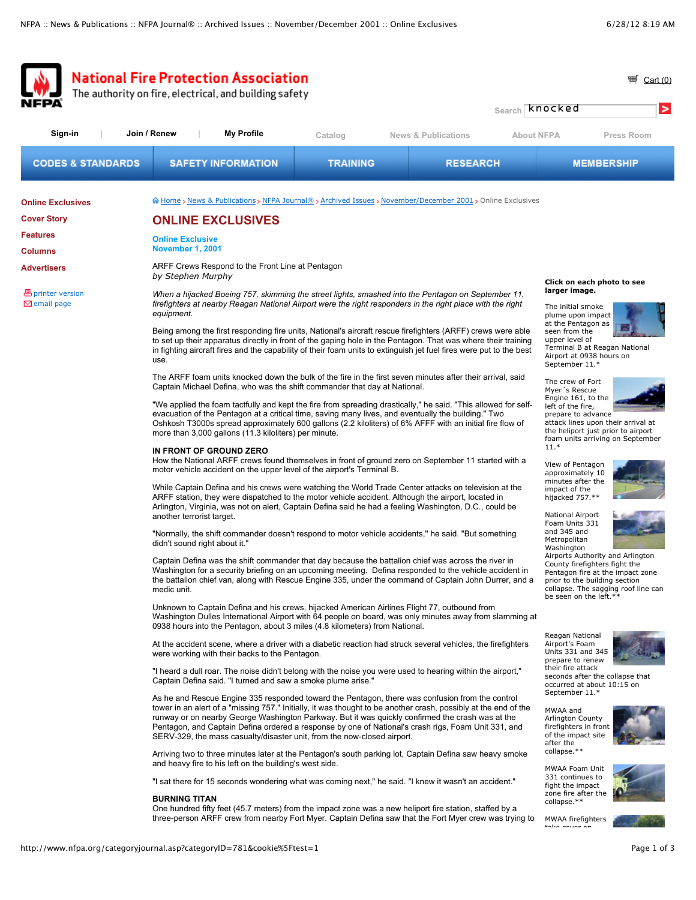# ONLINE EXCLUSIVES

**Online Exclusive**
**November 1, 2001**

ARFF Crews Respond to the Front Line at Pentagon
*by Stephen Murphy*

*When a hijacked Boeing 757, skimming the street lights, smashed into the Pentagon on September 11, firefighters at nearby Reagan National Airport were the right responders in the right place with the right equipment.*

Being among the first responding fire units, National's aircraft rescue firefighters (ARFF) crews were able to set up their apparatus directly in front of the gaping hole in the Pentagon. That was where their training in fighting aircraft fires and the capability of their foam units to extinguish jet fuel fires were put to the best use.

The ARFF foam units knocked down the bulk of the fire in the first seven minutes after their arrival, said Captain Michael Defina, who was the shift commander that day at National.

"We applied the foam tactfully and kept the fire from spreading drastically," he said. "This allowed for self-evacuation of the Pentagon at a critical time, saving many lives, and eventually the building." Two Oshkosh T3000s spread approximately 600 gallons (2.2 kiloliters) of 6% AFFF with an initial fire flow of more than 3,000 gallons (11.3 kiloliters) per minute.

**IN FRONT OF GROUND ZERO**
How the National ARFF crews found themselves in front of ground zero on September 11 started with a motor vehicle accident on the upper level of the airport's Terminal B.

While Captain Defina and his crews were watching the World Trade Center attacks on television at the ARFF station, they were dispatched to the motor vehicle accident. Although the airport, located in Arlington, Virginia, was not on alert, Captain Defina said he had a feeling Washington, D.C., could be another terrorist target.

"Normally, the shift commander doesn't respond to motor vehicle accidents," he said. "But something didn't sound right about it."

Captain Defina was the shift commander that day because the battalion chief was across the river in Washington for a security briefing on an upcoming meeting. Defina responded to the vehicle accident in the battalion chief van, along with Rescue Engine 335, under the command of Captain John Durrer, and a medic unit.

Unknown to Captain Defina and his crews, hijacked American Airlines Flight 77, outbound from Washington Dulles International Airport with 64 people on board, was only minutes away from slamming at 0938 hours into the Pentagon, about 3 miles (4.8 kilometers) from National.

At the accident scene, where a driver with a diabetic reaction had struck several vehicles, the firefighters were working with their backs to the Pentagon.

"I heard a dull roar. The noise didn't belong with the noise you were used to hearing within the airport," Captain Defina said. "I turned and saw a smoke plume arise."

As he and Rescue Engine 335 responded toward the Pentagon, there was confusion from the control tower in an alert of a "missing 757." Initially, it was thought to be another crash, possibly at the end of the runway or on nearby George Washington Parkway. But it was quickly confirmed the crash was at the Pentagon, and Captain Defina ordered a response by one of National's crash rigs, Foam Unit 331, and SERV-329, the mass casualty/disaster unit, from the now-closed airport.

Arriving two to three minutes later at the Pentagon's south parking lot, Captain Defina saw heavy smoke and heavy fire to his left on the building's west side.

"I sat there for 15 seconds wondering what was coming next," he said. "I knew it wasn't an accident."

**BURNING TITAN**
One hundred fifty feet (45.7 meters) from the impact zone was a new heliport fire station, staffed by a three-person ARFF crew from nearby Fort Myer. Captain Defina saw that the Fort Myer crew was trying to

**Click on each photo to see larger image.**

The initial smoke plume upon impact at the Pentagon as seen from the upper level of Terminal B at Reagan National Airport at 0938 hours on September 11.*

The crew of Fort Myer's Rescue Engine 161, to the left of the fire, prepare to advance attack lines upon their arrival at the heliport just prior to airport foam units arriving on September 11.*

View of Pentagon approximately 10 minutes after the impact of the hijacked 757.**

National Airport Foam Units 331 and 345 and Metropolitan Washington Airports Authority and Arlington County firefighters fight the Pentagon fire at the impact zone prior to the building section collapse. The sagging roof line can be seen on the left.**

Reagan National Airport's Foam Units 331 and 345 prepare to renew their fire attack seconds after the collapse that occurred at about 10:15 on September 11.*

MWAA and Arlington County firefighters in front of the impact site after the collapse.**

MWAA Foam Unit 331 continues to fight the impact zone fire after the collapse.**

MWAA firefighters take cover on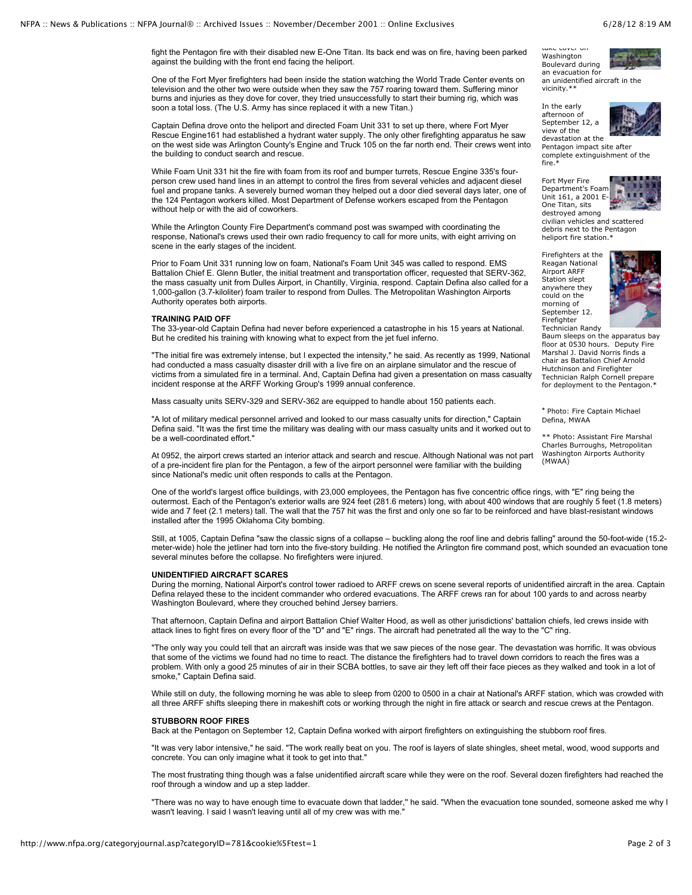fight the Pentagon fire with their disabled new E-One Titan. Its back end was on fire, having been parked against the building with the front end facing the heliport.

One of the Fort Myer firefighters had been inside the station watching the World Trade Center events on television and the other two were outside when they saw the 757 roaring toward them. Suffering minor burns and injuries as they dove for cover, they tried unsuccessfully to start their burning rig, which was soon a total loss. (The U.S. Army has since replaced it with a new Titan.)

Captain Defina drove onto the heliport and directed Foam Unit 331 to set up there, where Fort Myer Rescue Engine161 had established a hydrant water supply. The only other firefighting apparatus he saw on the west side was Arlington County's Engine and Truck 105 on the far north end. Their crews went into the building to conduct search and rescue.

While Foam Unit 331 hit the fire with foam from its roof and bumper turrets, Rescue Engine 335's four-person crew used hand lines in an attempt to control the fires from several vehicles and adjacent diesel fuel and propane tanks. A severely burned woman they helped out a door died several days later, one of the 124 Pentagon workers killed. Most Department of Defense workers escaped from the Pentagon without help or with the aid of coworkers.

While the Arlington County Fire Department's command post was swamped with coordinating the response, National's crews used their own radio frequency to call for more units, with eight arriving on scene in the early stages of the incident.

Prior to Foam Unit 331 running low on foam, National's Foam Unit 345 was called to respond. EMS Battalion Chief E. Glenn Butler, the initial treatment and transportation officer, requested that SERV-362, the mass casualty unit from Dulles Airport, in Chantilly, Virginia, respond. Captain Defina also called for a 1,000-gallon (3.7-kiloliter) foam trailer to respond from Dulles. The Metropolitan Washington Airports Authority operates both airports.

**TRAINING PAID OFF**

The 33-year-old Captain Defina had never before experienced a catastrophe in his 15 years at National. But he credited his training with knowing what to expect from the jet fuel inferno.

"The initial fire was extremely intense, but I expected the intensity," he said. As recently as 1999, National had conducted a mass casualty disaster drill with a live fire on an airplane simulator and the rescue of victims from a simulated fire in a terminal. And, Captain Defina had given a presentation on mass casualty incident response at the ARFF Working Group's 1999 annual conference.

Mass casualty units SERV-329 and SERV-362 are equipped to handle about 150 patients each.

"A lot of military medical personnel arrived and looked to our mass casualty units for direction," Captain Defina said. "It was the first time the military was dealing with our mass casualty units and it worked out to be a well-coordinated effort."

At 0952, the airport crews started an interior attack and search and rescue. Although National was not part of a pre-incident fire plan for the Pentagon, a few of the airport personnel were familiar with the building since National's medic unit often responds to calls at the Pentagon.

One of the world's largest office buildings, with 23,000 employees, the Pentagon has five concentric office rings, with "E" ring being the outermost. Each of the Pentagon's exterior walls are 924 feet (281.6 meters) long, with about 400 windows that are roughly 5 feet (1.8 meters) wide and 7 feet (2.1 meters) tall. The wall that the 757 hit was the first and only one so far to be reinforced and have blast-resistant windows installed after the 1995 Oklahoma City bombing.

Still, at 1005, Captain Defina "saw the classic signs of a collapse – buckling along the roof line and debris falling" around the 50-foot-wide (15.2-meter-wide) hole the jetliner had torn into the five-story building. He notified the Arlington fire command post, which sounded an evacuation tone several minutes before the collapse. No firefighters were injured.

**UNIDENTIFIED AIRCRAFT SCARES**

During the morning, National Airport's control tower radioed to ARFF crews on scene several reports of unidentified aircraft in the area. Captain Defina relayed these to the incident commander who ordered evacuations. The ARFF crews ran for about 100 yards to and across nearby Washington Boulevard, where they crouched behind Jersey barriers.

That afternoon, Captain Defina and airport Battalion Chief Walter Hood, as well as other jurisdictions' battalion chiefs, led crews inside with attack lines to fight fires on every floor of the "D" and "E" rings. The aircraft had penetrated all the way to the "C" ring.

"The only way you could tell that an aircraft was inside was that we saw pieces of the nose gear. The devastation was horrific. It was obvious that some of the victims we found had no time to react. The distance the firefighters had to travel down corridors to reach the fires was a problem. With only a good 25 minutes of air in their SCBA bottles, to save air they left off their face pieces as they walked and took in a lot of smoke," Captain Defina said.

While still on duty, the following morning he was able to sleep from 0200 to 0500 in a chair at National's ARFF station, which was crowded with all three ARFF shifts sleeping there in makeshift cots or working through the night in fire attack or search and rescue crews at the Pentagon.

**STUBBORN ROOF FIRES**

Back at the Pentagon on September 12, Captain Defina worked with airport firefighters on extinguishing the stubborn roof fires.

"It was very labor intensive," he said. "The work really beat on you. The roof is layers of slate shingles, sheet metal, wood, wood supports and concrete. You can only imagine what it took to get into that."

The most frustrating thing though was a false unidentified aircraft scare while they were on the roof. Several dozen firefighters had reached the roof through a window and up a step ladder.

"There was no way to have enough time to evacuate down that ladder," he said. "When the evacuation tone sounded, someone asked me why I wasn't leaving. I said I wasn't leaving until all of my crew was with me."

take cover on Washington Boulevard during an evacuation for an unidentified aircraft in the vicinity.**

In the early afternoon of September 12, a view of the devastation at the Pentagon impact site after complete extinguishment of the fire.*

Fort Myer Fire Department's Foam Unit 161, a 2001 E-One Titan, sits destroyed among civilian vehicles and scattered debris next to the Pentagon heliport fire station.*

Firefighters at the Reagan National Airport ARFF Station slept anywhere they could on the morning of September 12. Firefighter Technician Randy Baum sleeps on the apparatus bay floor at 0530 hours. Deputy Fire Marshal J. David Norris finds a chair as Battalion Chief Arnold Hutchinson and Firefighter Technician Ralph Cornell prepare for deployment to the Pentagon.*

* Photo: Fire Captain Michael Defina, MWAA

** Photo: Assistant Fire Marshal Charles Burroughs, Metropolitan Washington Airports Authority (MWAA)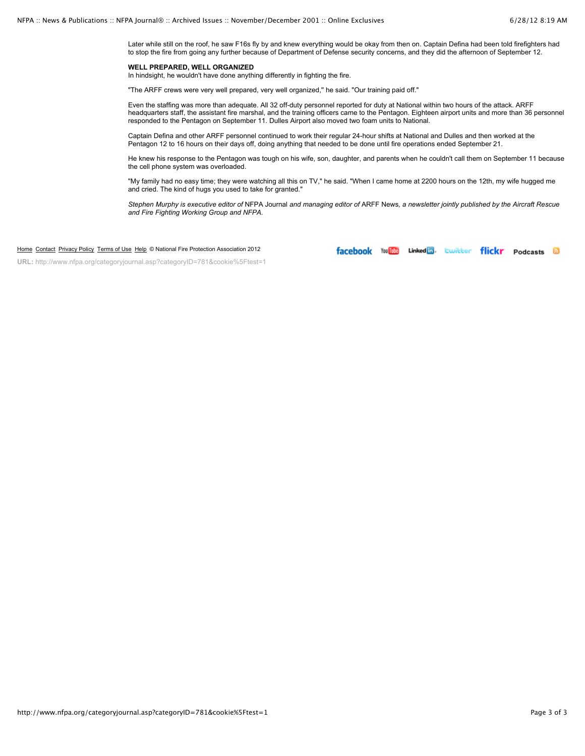Later while still on the roof, he saw F16s fly by and knew everything would be okay from then on. Captain Defina had been told firefighters had to stop the fire from going any further because of Department of Defense security concerns, and they did the afternoon of September 12.

**WELL PREPARED, WELL ORGANIZED**

In hindsight, he wouldn't have done anything differently in fighting the fire.

"The ARFF crews were very well prepared, very well organized," he said. "Our training paid off."

Even the staffing was more than adequate. All 32 off-duty personnel reported for duty at National within two hours of the attack. ARFF headquarters staff, the assistant fire marshal, and the training officers came to the Pentagon. Eighteen airport units and more than 36 personnel responded to the Pentagon on September 11. Dulles Airport also moved two foam units to National.

Captain Defina and other ARFF personnel continued to work their regular 24-hour shifts at National and Dulles and then worked at the Pentagon 12 to 16 hours on their days off, doing anything that needed to be done until fire operations ended September 21.

He knew his response to the Pentagon was tough on his wife, son, daughter, and parents when he couldn't call them on September 11 because the cell phone system was overloaded.

"My family had no easy time; they were watching all this on TV," he said. "When I came home at 2200 hours on the 12th, my wife hugged me and cried. The kind of hugs you used to take for granted."

*Stephen Murphy is executive editor of* NFPA Journal *and managing editor of* ARFF News*, a newsletter jointly published by the Aircraft Rescue and Fire Fighting Working Group and NFPA.*

Home Contact Privacy Policy Terms of Use Help © National Fire Protection Association 2012

facebook YouTube LinkedIn twitter flickr Podcasts

**URL:** http://www.nfpa.org/categoryjournal.asp?categoryID=781&cookie%5Ftest=1